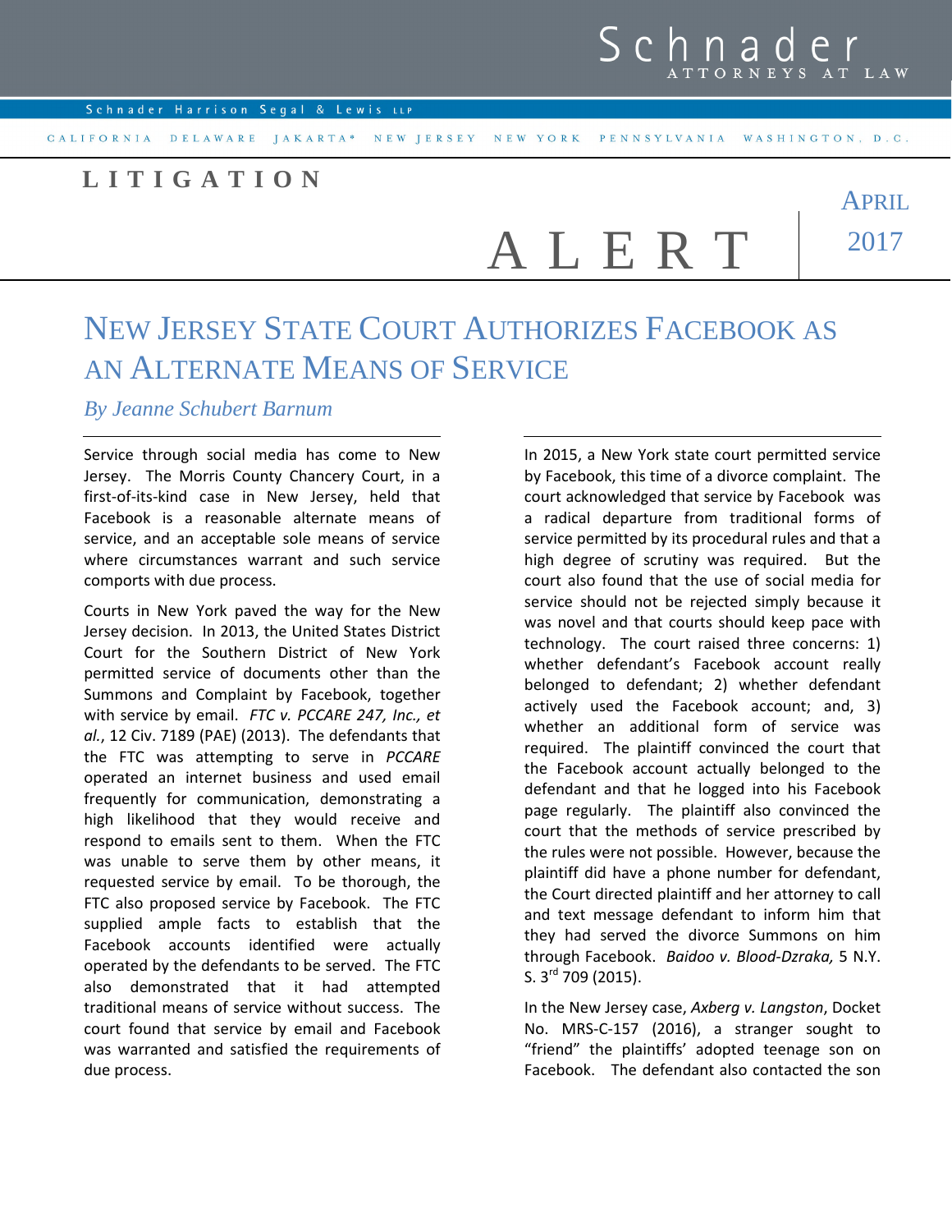Schnader ATTORNEYS AT LAW

Schnader Harrison Segal & Lewis LLP

CALIFORNIA DELAWARE JAKARTA* NEW JERSEY NEW YORK PENNSYLVANIA WASHINGTON, D.C.

**LITIGATION**

# ALERT

APRIL 2017

# New Jersey State Court Authorizes Facebook as an Alternate Means of Service

*By Jeanne Schubert Barnum*

Service through social media has come to New Jersey. The Morris County Chancery Court, in a first-of-its-kind case in New Jersey, held that Facebook is a reasonable alternate means of service, and an acceptable sole means of service where circumstances warrant and such service comports with due process.

Courts in New York paved the way for the New Jersey decision. In 2013, the United States District Court for the Southern District of New York permitted service of documents other than the Summons and Complaint by Facebook, together with service by email. *FTC v. PCCARE 247, Inc., et al.*, 12 Civ. 7189 (PAE) (2013). The defendants that the FTC was attempting to serve in *PCCARE* operated an internet business and used email frequently for communication, demonstrating a high likelihood that they would receive and respond to emails sent to them. When the FTC was unable to serve them by other means, it requested service by email. To be thorough, the FTC also proposed service by Facebook. The FTC supplied ample facts to establish that the Facebook accounts identified were actually operated by the defendants to be served. The FTC also demonstrated that it had attempted traditional means of service without success. The court found that service by email and Facebook was warranted and satisfied the requirements of due process.

In 2015, a New York state court permitted service by Facebook, this time of a divorce complaint. The court acknowledged that service by Facebook was a radical departure from traditional forms of service permitted by its procedural rules and that a high degree of scrutiny was required. But the court also found that the use of social media for service should not be rejected simply because it was novel and that courts should keep pace with technology. The court raised three concerns: 1) whether defendant's Facebook account really belonged to defendant; 2) whether defendant actively used the Facebook account; and, 3) whether an additional form of service was required. The plaintiff convinced the court that the Facebook account actually belonged to the defendant and that he logged into his Facebook page regularly. The plaintiff also convinced the court that the methods of service prescribed by the rules were not possible. However, because the plaintiff did have a phone number for defendant, the Court directed plaintiff and her attorney to call and text message defendant to inform him that they had served the divorce Summons on him through Facebook. *Baidoo v. Blood-Dzraka,* 5 N.Y. S. 3rd 709 (2015).

In the New Jersey case, *Axberg v. Langston*, Docket No. MRS-C-157 (2016), a stranger sought to "friend" the plaintiffs' adopted teenage son on Facebook. The defendant also contacted the son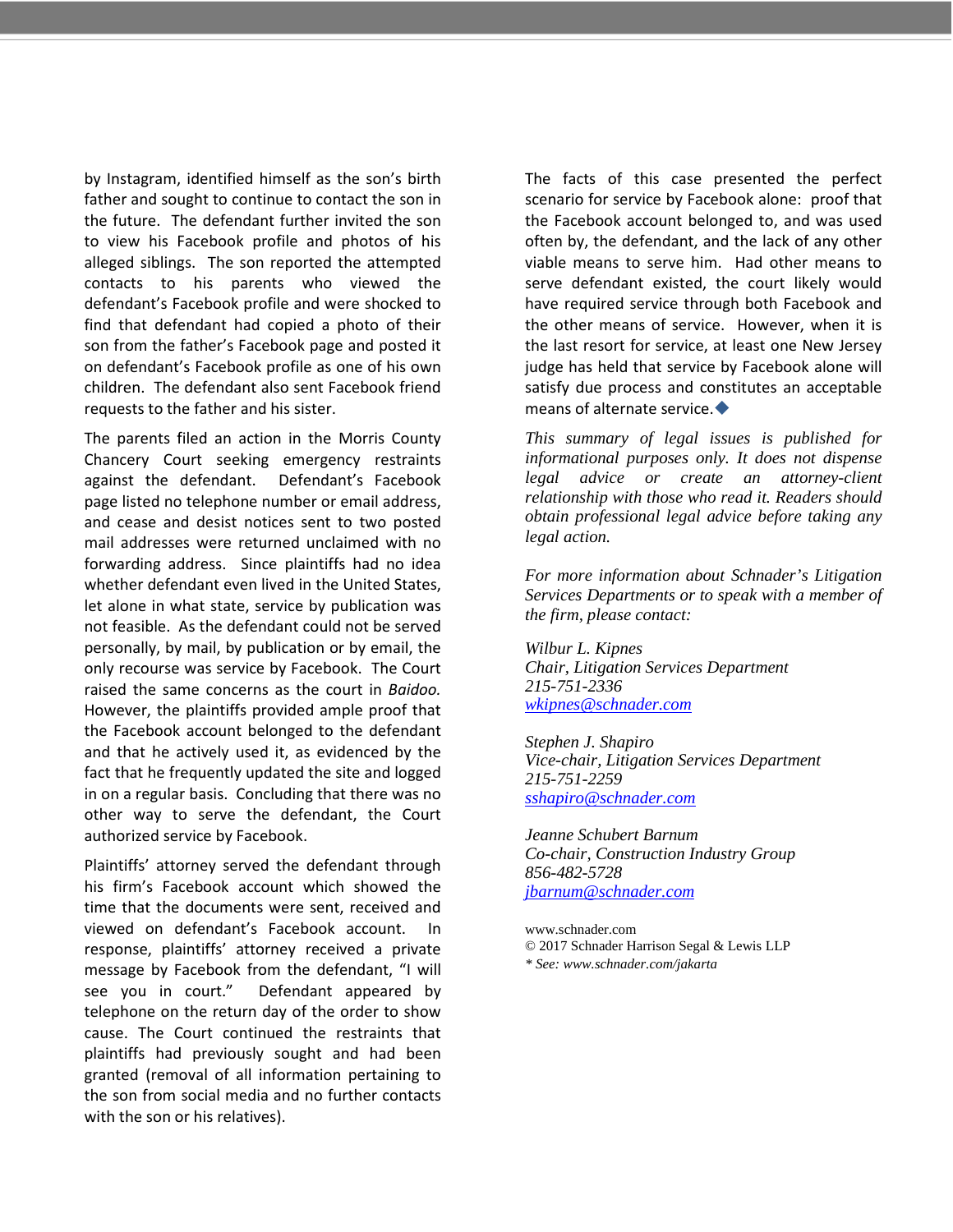by Instagram, identified himself as the son's birth father and sought to continue to contact the son in the future. The defendant further invited the son to view his Facebook profile and photos of his alleged siblings. The son reported the attempted contacts to his parents who viewed the defendant's Facebook profile and were shocked to find that defendant had copied a photo of their son from the father's Facebook page and posted it on defendant's Facebook profile as one of his own children. The defendant also sent Facebook friend requests to the father and his sister.

The parents filed an action in the Morris County Chancery Court seeking emergency restraints against the defendant. Defendant's Facebook page listed no telephone number or email address, and cease and desist notices sent to two posted mail addresses were returned unclaimed with no forwarding address. Since plaintiffs had no idea whether defendant even lived in the United States, let alone in what state, service by publication was not feasible. As the defendant could not be served personally, by mail, by publication or by email, the only recourse was service by Facebook. The Court raised the same concerns as the court in *Baidoo.* However, the plaintiffs provided ample proof that the Facebook account belonged to the defendant and that he actively used it, as evidenced by the fact that he frequently updated the site and logged in on a regular basis. Concluding that there was no other way to serve the defendant, the Court authorized service by Facebook.

Plaintiffs' attorney served the defendant through his firm's Facebook account which showed the time that the documents were sent, received and viewed on defendant's Facebook account. In response, plaintiffs' attorney received a private message by Facebook from the defendant, "I will see you in court." Defendant appeared by telephone on the return day of the order to show cause. The Court continued the restraints that plaintiffs had previously sought and had been granted (removal of all information pertaining to the son from social media and no further contacts with the son or his relatives).

The facts of this case presented the perfect scenario for service by Facebook alone: proof that the Facebook account belonged to, and was used often by, the defendant, and the lack of any other viable means to serve him. Had other means to serve defendant existed, the court likely would have required service through both Facebook and the other means of service. However, when it is the last resort for service, at least one New Jersey judge has held that service by Facebook alone will satisfy due process and constitutes an acceptable means of alternate service.◆

*This summary of legal issues is published for informational purposes only. It does not dispense legal advice or create an attorney-client relationship with those who read it. Readers should obtain professional legal advice before taking any legal action.*

*For more information about Schnader's Litigation Services Departments or to speak with a member of the firm, please contact:*

*Wilbur L. Kipnes*
*Chair, Litigation Services Department*
*215-751-2336*
*wkipnes@schnader.com*

*Stephen J. Shapiro*
*Vice-chair, Litigation Services Department*
*215-751-2259*
*sshapiro@schnader.com*

*Jeanne Schubert Barnum*
*Co-chair, Construction Industry Group*
*856-482-5728*
*jbarnum@schnader.com*

www.schnader.com
© 2017 Schnader Harrison Segal & Lewis LLP
*\* See: www.schnader.com/jakarta*